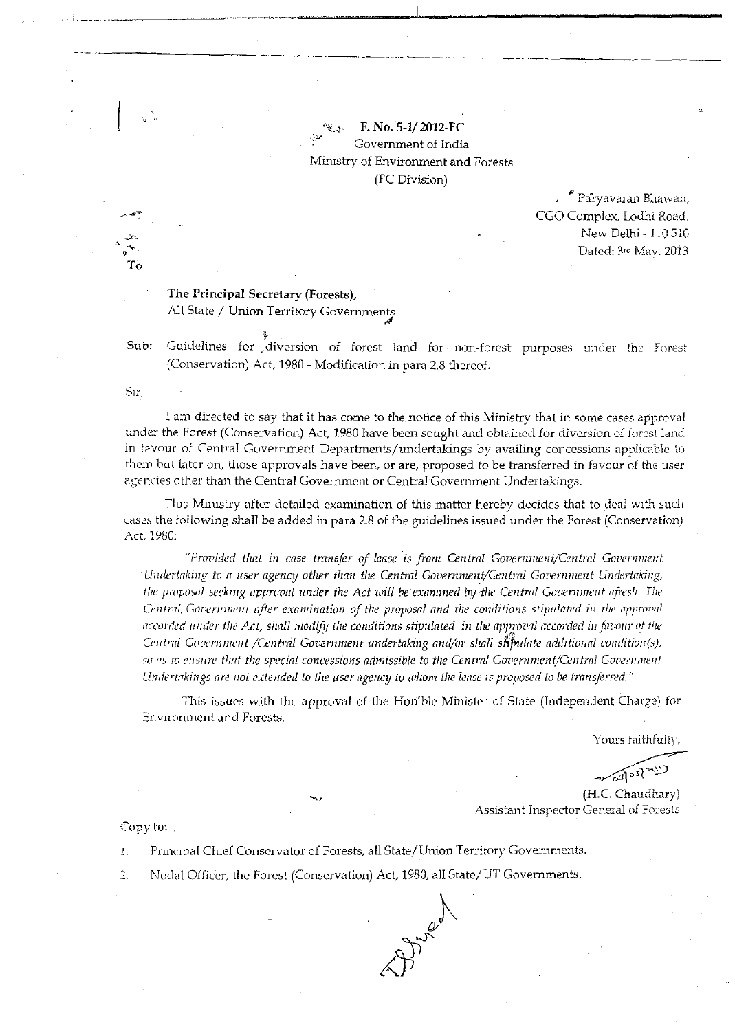F. No. 5-1/ 2012-FC
Government of India
Ministry of Environment and Forests
(FC Division)

Paryavaran Bhawan,
CGO Complex, Lodhi Road,
New Delhi - 110 510
Dated: 3rd May, 2013

To

**The Principal Secretary (Forests),**
All State / Union Territory Governments

Sub: Guidelines for diversion of forest land for non-forest purposes under the Forest (Conservation) Act, 1980 - Modification in para 2.8 thereof.

Sir,

I am directed to say that it has come to the notice of this Ministry that in some cases approval under the Forest (Conservation) Act, 1980 have been sought and obtained for diversion of forest land in favour of Central Government Departments/undertakings by availing concessions applicable to them but later on, those approvals have been, or are, proposed to be transferred in favour of the user agencies other than the Central Government or Central Government Undertakings.

This Ministry after detailed examination of this matter hereby decides that to deal with such cases the following shall be added in para 2.8 of the guidelines issued under the Forest (Conservation) Act, 1980:

*"Provided that in case transfer of lease is from Central Government/Central Government Undertaking to a user agency other than the Central Government/Central Government Undertaking, the proposal seeking approval under the Act will be examined by the Central Government afresh. The Central Government after examination of the proposal and the conditions stipulated in the approval accorded under the Act, shall modify the conditions stipulated in the approval accorded in favour of the Central Government /Central Government undertaking and/or shall stipulate additional condition(s), so as to ensure that the special concessions admissible to the Central Government/Central Government Undertakings are not extended to the user agency to whom the lease is proposed to be transferred."*

This issues with the approval of the Hon'ble Minister of State (Independent Charge) for Environment and Forests.

Yours faithfully,

(H.C. Chaudhary)
Assistant Inspector General of Forests

Copy to:-

1. Principal Chief Conservator of Forests, all State/Union Territory Governments.
2. Nodal Officer, the Forest (Conservation) Act, 1980, all State/UT Governments.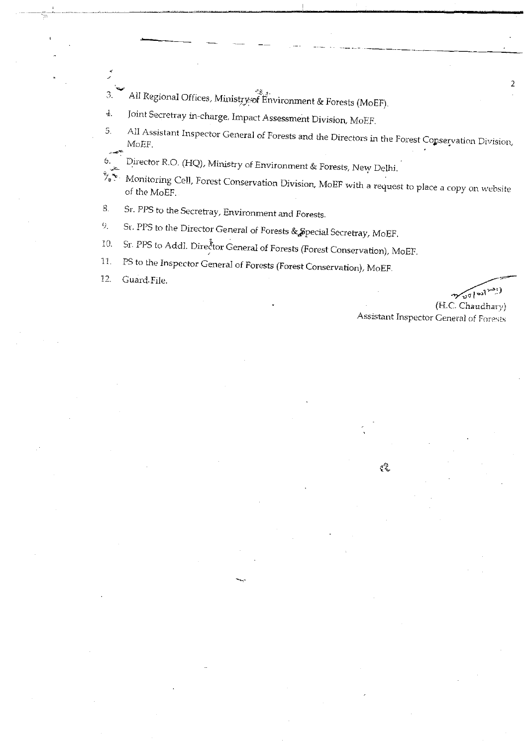3. All Regional Offices, Ministry of Environment & Forests (MoEF).
4. Joint Secretray in-charge, Impact Assessment Division, MoEF.
5. All Assistant Inspector General of Forests and the Directors in the Forest Conservation Division, MoEF.
6. Director R.O. (HQ), Ministry of Environment & Forests, New Delhi.
7. Monitoring Cell, Forest Conservation Division, MoEF with a request to place a copy on website of the MoEF.
8. Sr. PPS to the Secretray, Environment and Forests.
9. Sr. PPS to the Director General of Forests & Special Secretray, MoEF.
10. Sr. PPS to Addl. Director General of Forests (Forest Conservation), MoEF.
11. PS to the Inspector General of Forests (Forest Conservation), MoEF.
12. Guard File.

(H.C. Chaudhary)
Assistant Inspector General of Forests